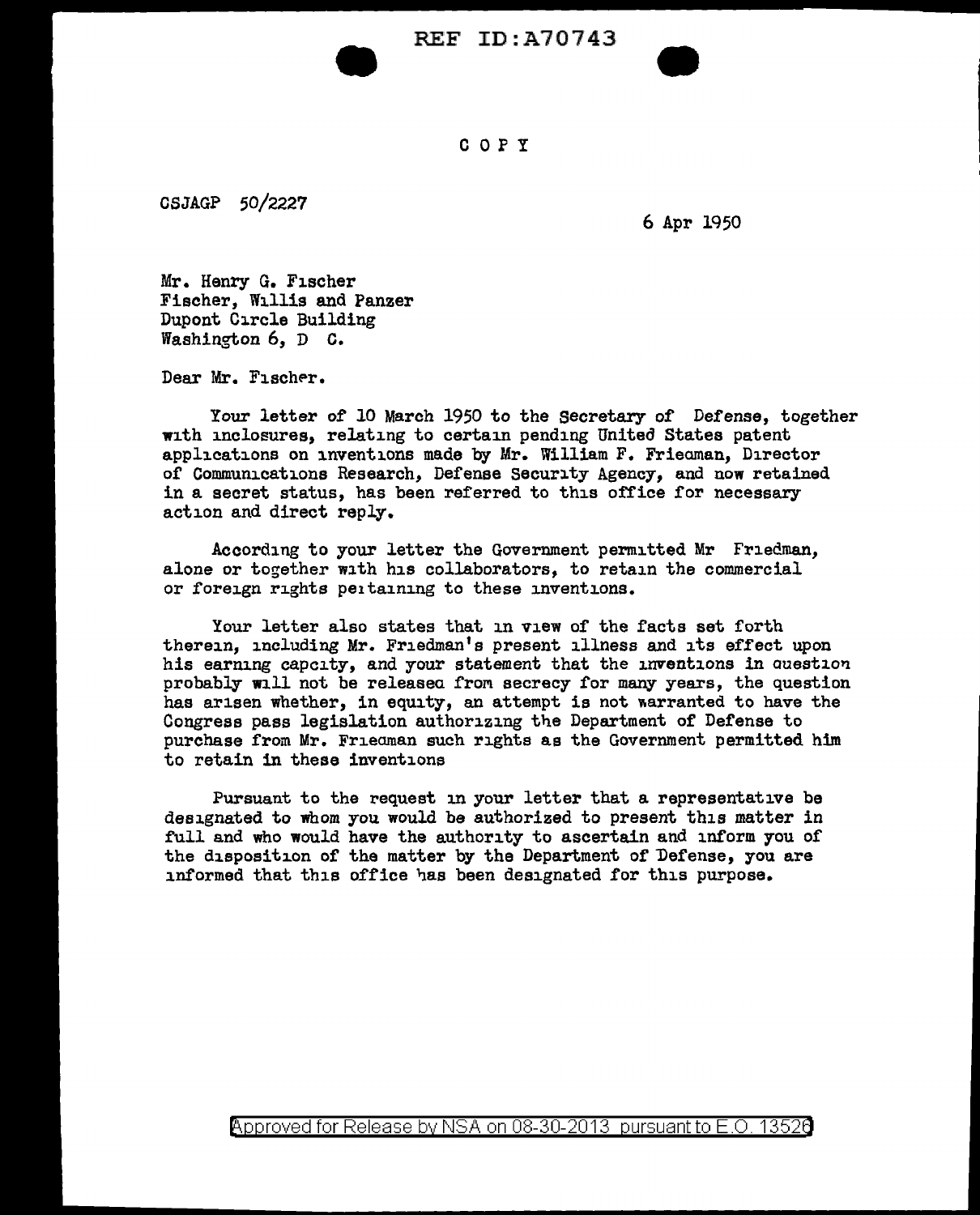REF ID:A70743

COPY

CSJAGP 50/2227

6 Apr 1950

Mr. Henry G. Fischer
Fischer, Willis and Panzer
Dupont Circle Building
Washington 6, D C.

Dear Mr. Fischer.

Your letter of 10 March 1950 to the Secretary of Defense, together with inclosures, relating to certain pending United States patent applications on inventions made by Mr. William F. Friedman, Director of Communications Research, Defense Security Agency, and now retained in a secret status, has been referred to this office for necessary action and direct reply.

According to your letter the Government permitted Mr Friedman, alone or together with his collaborators, to retain the commercial or foreign rights pertaining to these inventions.

Your letter also states that in view of the facts set forth therein, including Mr. Friedman's present illness and its effect upon his earning capcity, and your statement that the inventions in question probably will not be released from secrecy for many years, the question has arisen whether, in equity, an attempt is not warranted to have the Congress pass legislation authorizing the Department of Defense to purchase from Mr. Friedman such rights as the Government permitted him to retain in these inventions

Pursuant to the request in your letter that a representative be designated to whom you would be authorized to present this matter in full and who would have the authority to ascertain and inform you of the disposition of the matter by the Department of Defense, you are informed that this office has been designated for this purpose.

Approved for Release by NSA on 08-30-2013 pursuant to E.O. 13526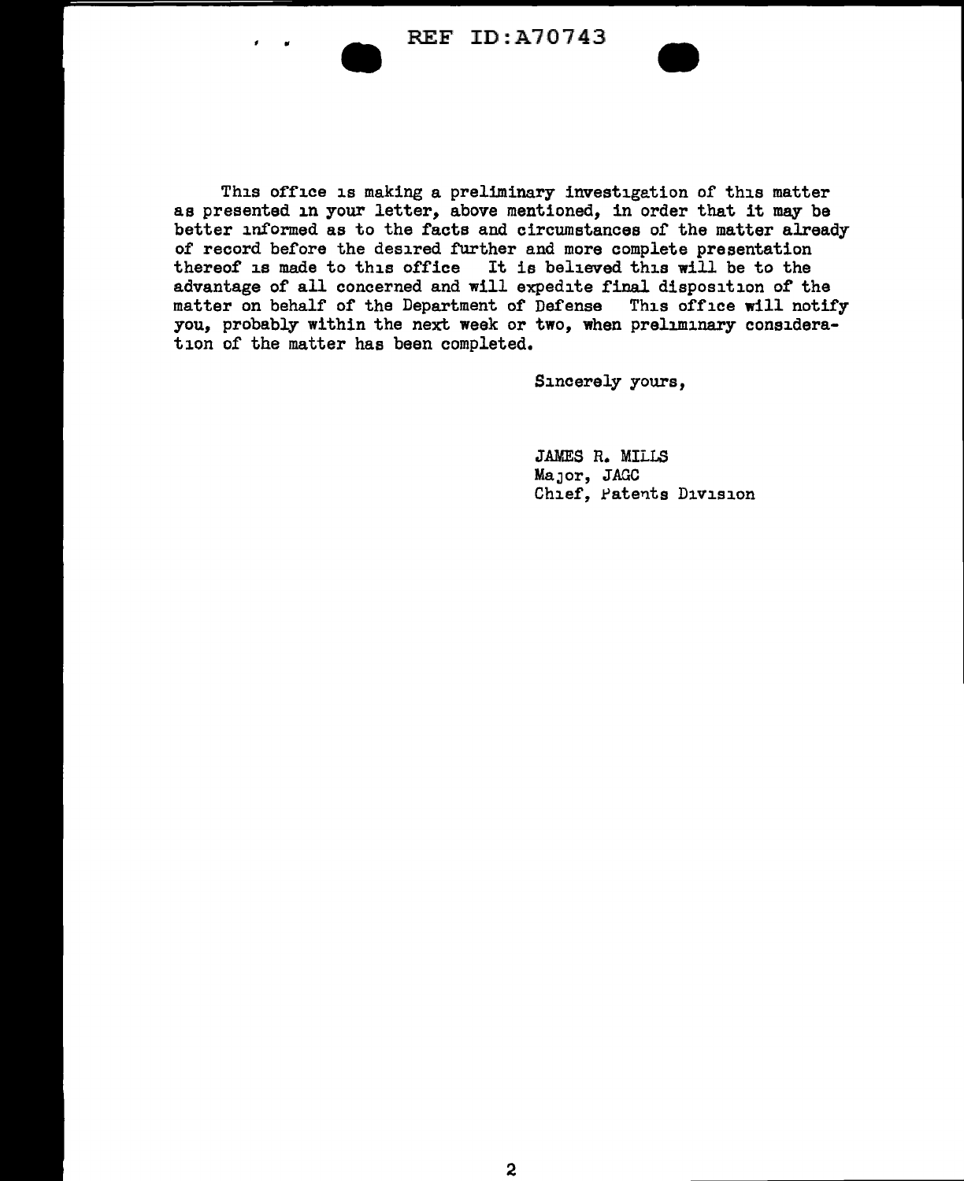This office is making a preliminary investigation of this matter as presented in your letter, above mentioned, in order that it may be better informed as to the facts and circumstances of the matter already of record before the desired further and more complete presentation thereof is made to this office It is believed this will be to the advantage of all concerned and will expedite final disposition of the matter on behalf of the Department of Defense This office will notify you, probably within the next week or two, when preliminary consideration of the matter has been completed.

Sincerely yours,

JAMES R. MILLS
Major, JAGC
Chief, Patents Division